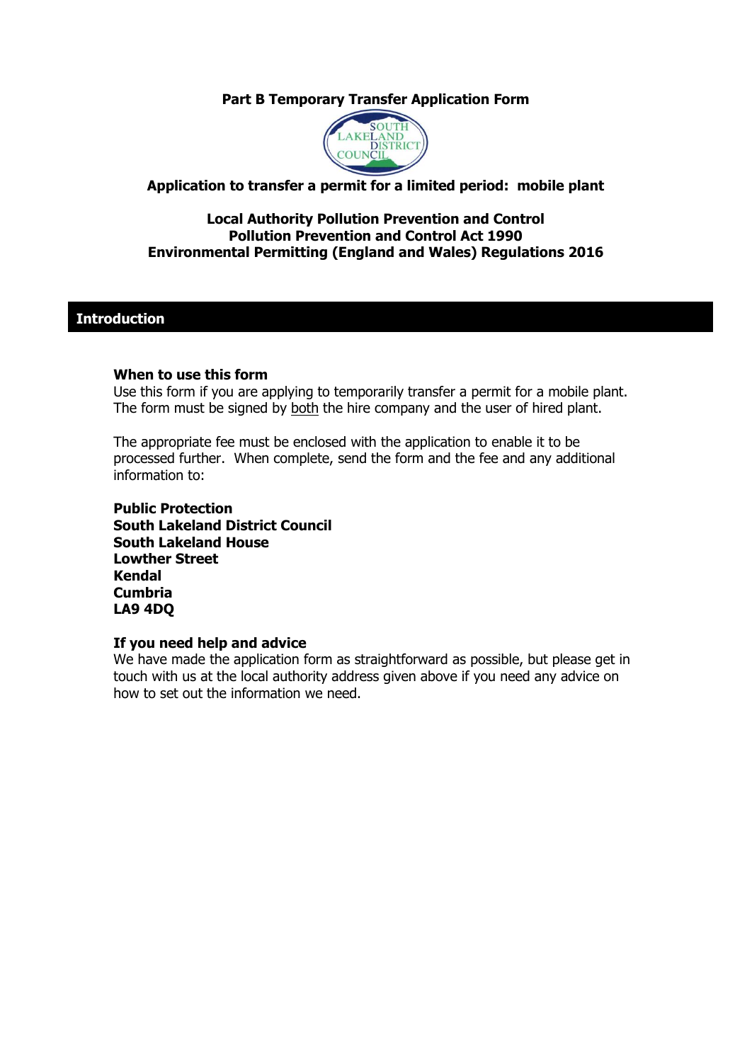# Part B Temporary Transfer Application Form

**Application to transfer a permit for a limited period: mobile plant**

**Local Authority Pollution Prevention and Control**
**Pollution Prevention and Control Act 1990**
**Environmental Permitting (England and Wales) Regulations 2016**

## Introduction

### When to use this form

Use this form if you are applying to temporarily transfer a permit for a mobile plant. The form must be signed by both the hire company and the user of hired plant.

The appropriate fee must be enclosed with the application to enable it to be processed further. When complete, send the form and the fee and any additional information to:

**Public Protection**
**South Lakeland District Council**
**South Lakeland House**
**Lowther Street**
**Kendal**
**Cumbria**
**LA9 4DQ**

### If you need help and advice

We have made the application form as straightforward as possible, but please get in touch with us at the local authority address given above if you need any advice on how to set out the information we need.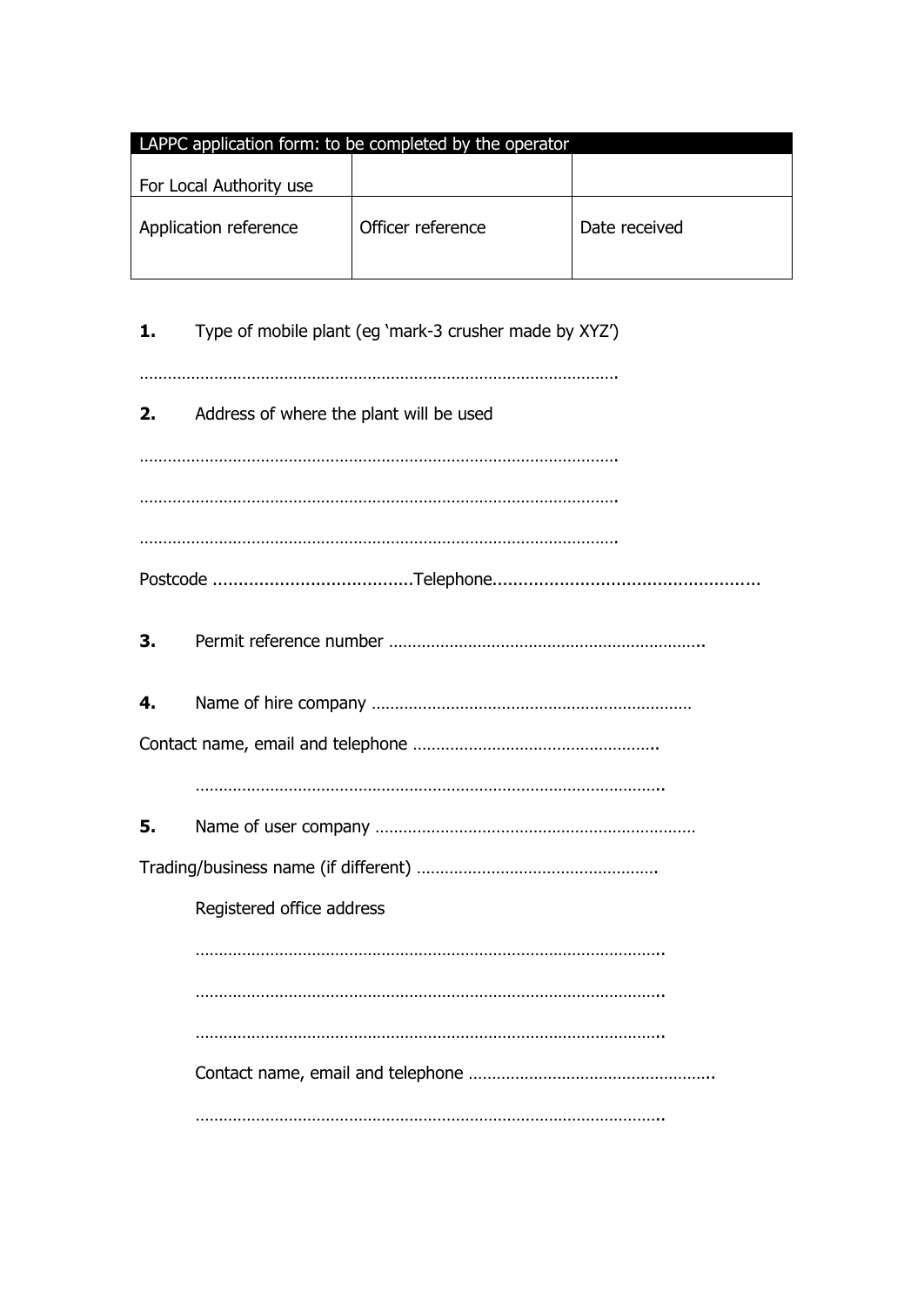| LAPPC application form: to be completed by the operator | | |
|---|---|---|
| For Local Authority use | | |
| Application reference | Officer reference | Date received |

**1.** Type of mobile plant (eg 'mark-3 crusher made by XYZ')

…………………………………………………………………………………………

**2.** Address of where the plant will be used

…………………………………………………………………………………………

…………………………………………………………………………………………

…………………………………………………………………………………………

Postcode ……………………………………Telephone……………………………………………

**3.** Permit reference number …………………………………………………………..

**4.** Name of hire company ……………………………………………………………

Contact name, email and telephone ……………………………………………..

…………………………………………………………………………………………..

**5.** Name of user company ……………………………………………………………

Trading/business name (if different) ……………………………………………

Registered office address

…………………………………………………………………………………………..

…………………………………………………………………………………………..

…………………………………………………………………………………………..

Contact name, email and telephone ……………………………………………..

…………………………………………………………………………………………..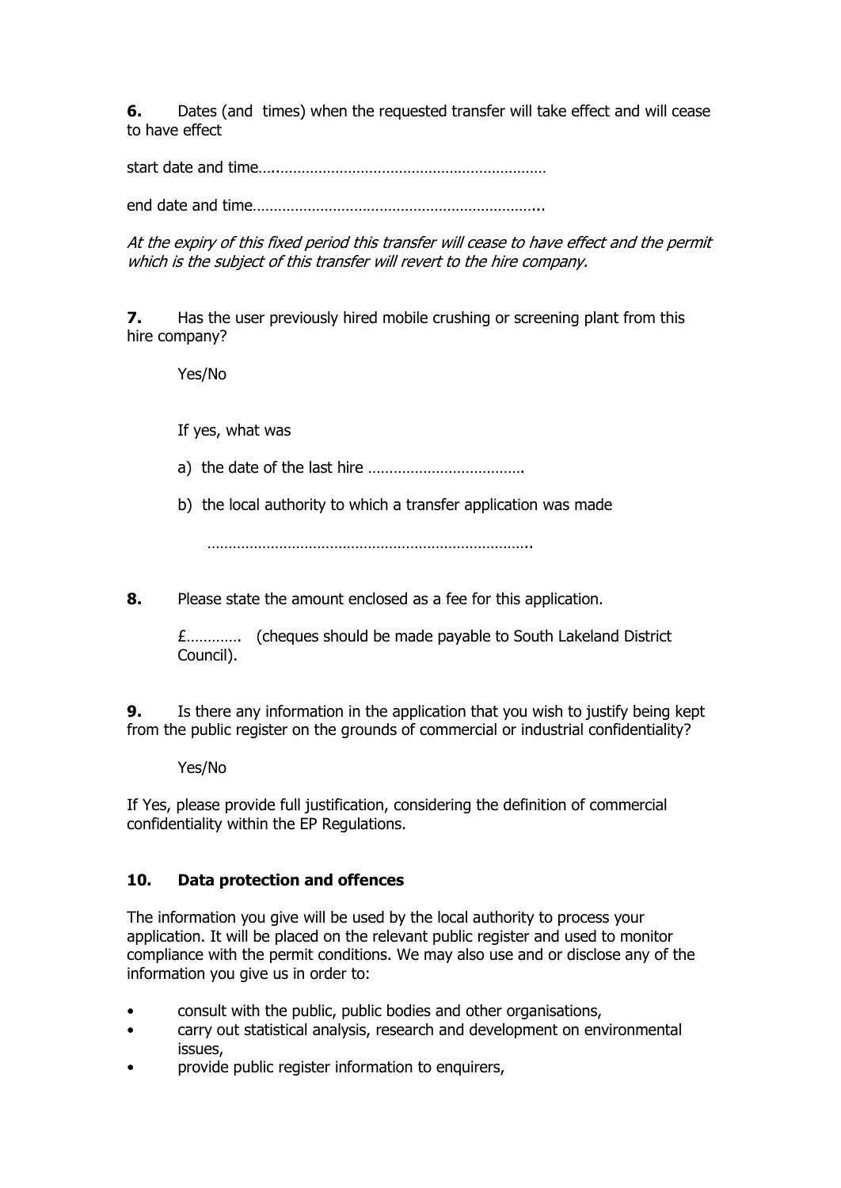**6.** Dates (and times) when the requested transfer will take effect and will cease to have effect

start date and time…..…………………………………………………………

end date and time……………………………………………………………...

*At the expiry of this fixed period this transfer will cease to have effect and the permit which is the subject of this transfer will revert to the hire company.*

**7.** Has the user previously hired mobile crushing or screening plant from this hire company?

Yes/No

If yes, what was

a) the date of the last hire ……………………………….

b) the local authority to which a transfer application was made

…………………………………………………………………..

**8.** Please state the amount enclosed as a fee for this application.

£…………. (cheques should be made payable to South Lakeland District Council).

**9.** Is there any information in the application that you wish to justify being kept from the public register on the grounds of commercial or industrial confidentiality?

Yes/No

If Yes, please provide full justification, considering the definition of commercial confidentiality within the EP Regulations.

## 10. Data protection and offences

The information you give will be used by the local authority to process your application. It will be placed on the relevant public register and used to monitor compliance with the permit conditions. We may also use and or disclose any of the information you give us in order to:

- consult with the public, public bodies and other organisations,
- carry out statistical analysis, research and development on environmental issues,
- provide public register information to enquirers,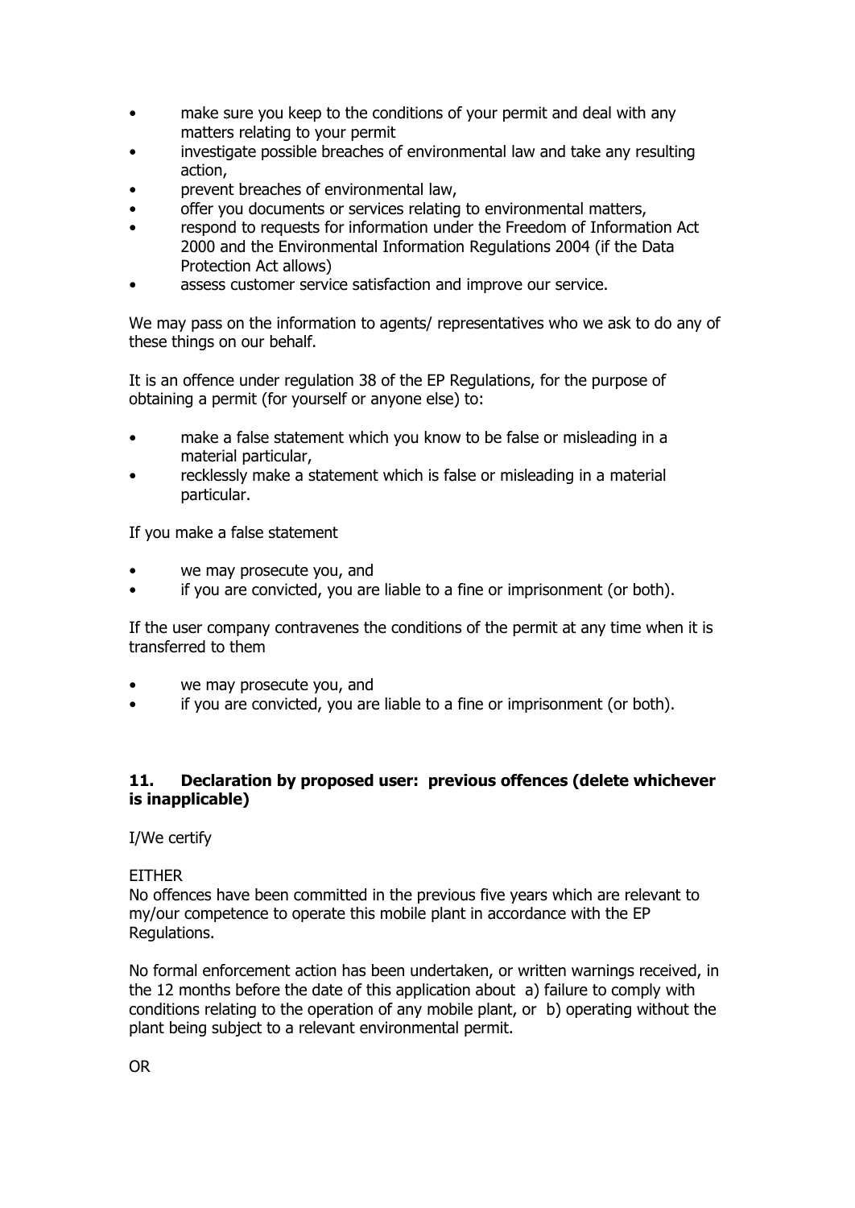- make sure you keep to the conditions of your permit and deal with any matters relating to your permit
- investigate possible breaches of environmental law and take any resulting action,
- prevent breaches of environmental law,
- offer you documents or services relating to environmental matters,
- respond to requests for information under the Freedom of Information Act 2000 and the Environmental Information Regulations 2004 (if the Data Protection Act allows)
- assess customer service satisfaction and improve our service.

We may pass on the information to agents/ representatives who we ask to do any of these things on our behalf.

It is an offence under regulation 38 of the EP Regulations, for the purpose of obtaining a permit (for yourself or anyone else) to:

- make a false statement which you know to be false or misleading in a material particular,
- recklessly make a statement which is false or misleading in a material particular.

If you make a false statement

- we may prosecute you, and
- if you are convicted, you are liable to a fine or imprisonment (or both).

If the user company contravenes the conditions of the permit at any time when it is transferred to them

- we may prosecute you, and
- if you are convicted, you are liable to a fine or imprisonment (or both).

## 11. Declaration by proposed user: previous offences (delete whichever is inapplicable)

I/We certify

EITHER
No offences have been committed in the previous five years which are relevant to my/our competence to operate this mobile plant in accordance with the EP Regulations.

No formal enforcement action has been undertaken, or written warnings received, in the 12 months before the date of this application about a) failure to comply with conditions relating to the operation of any mobile plant, or b) operating without the plant being subject to a relevant environmental permit.

OR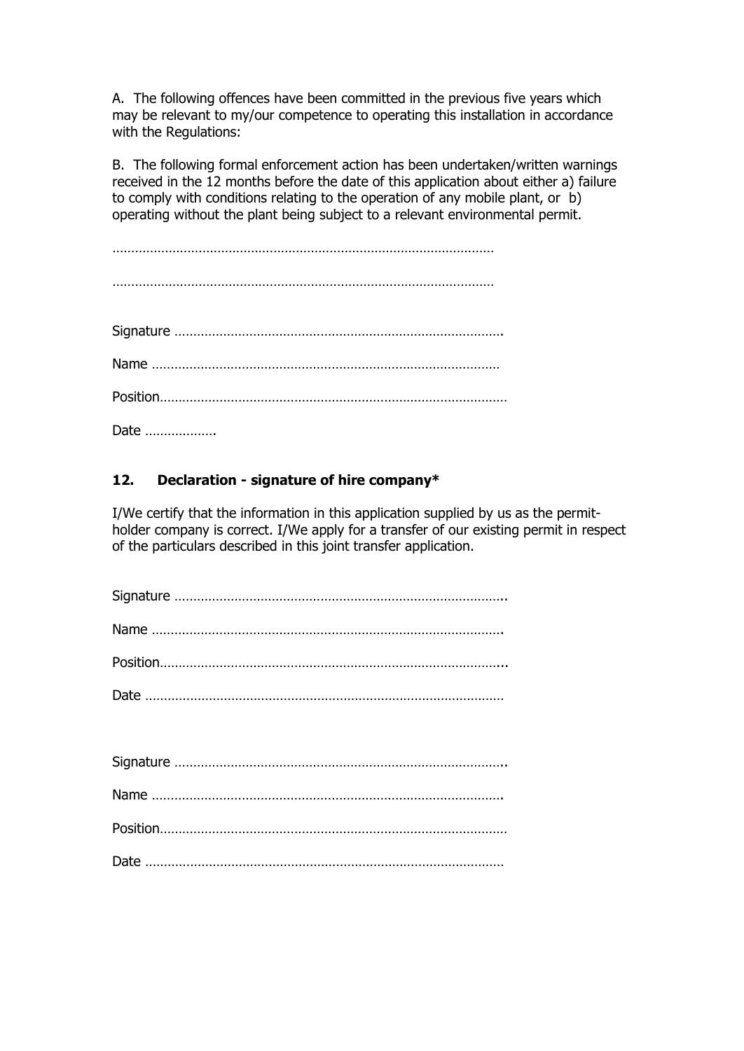A. The following offences have been committed in the previous five years which may be relevant to my/our competence to operating this installation in accordance with the Regulations:

B. The following formal enforcement action has been undertaken/written warnings received in the 12 months before the date of this application about either a) failure to comply with conditions relating to the operation of any mobile plant, or b) operating without the plant being subject to a relevant environmental permit.

…………………………………………………………………………………………

…………………………………………………………………………………………

Signature …………………………………………………………………………….

Name ………………………………………………………………………………

Position………………………………………………………………………………

Date ……………….

## 12. Declaration - signature of hire company*

I/We certify that the information in this application supplied by us as the permit-holder company is correct. I/We apply for a transfer of our existing permit in respect of the particulars described in this joint transfer application.

Signature ……………………………………………………………………………..

Name ……………………………………………………………………………….

Position……………………………………………………………………………...

Date …………………………………………………………………………………

Signature ……………………………………………………………………………..

Name ……………………………………………………………………………….

Position………………………………………………………………………………

Date …………………………………………………………………………………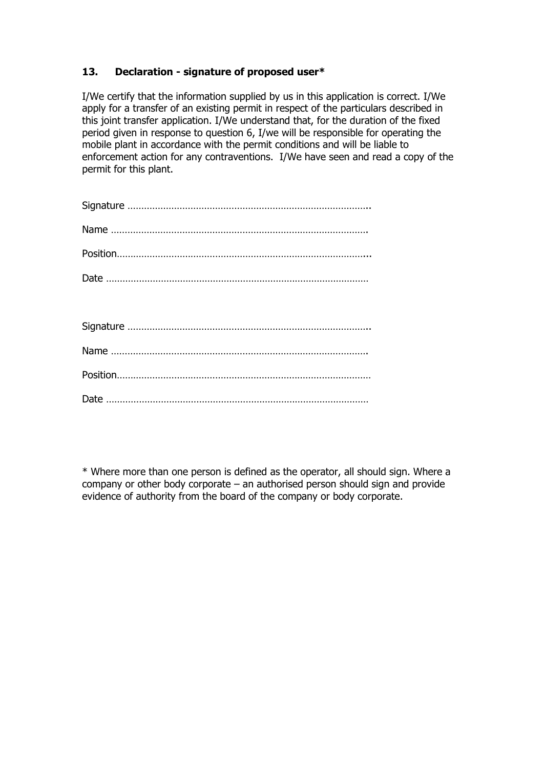## 13. Declaration - signature of proposed user*

I/We certify that the information supplied by us in this application is correct. I/We apply for a transfer of an existing permit in respect of the particulars described in this joint transfer application. I/We understand that, for the duration of the fixed period given in response to question 6, I/we will be responsible for operating the mobile plant in accordance with the permit conditions and will be liable to enforcement action for any contraventions. I/We have seen and read a copy of the permit for this plant.

Signature ……………………………………………………………………………..

Name …………………………………………………………………………………

Position………………………………………………………………………………..

Date ……………………………………………………………………………………

Signature ……………………………………………………………………………..

Name …………………………………………………………………………………

Position………………………………………………………………………………

Date ……………………………………………………………………………………

* Where more than one person is defined as the operator, all should sign. Where a company or other body corporate – an authorised person should sign and provide evidence of authority from the board of the company or body corporate.